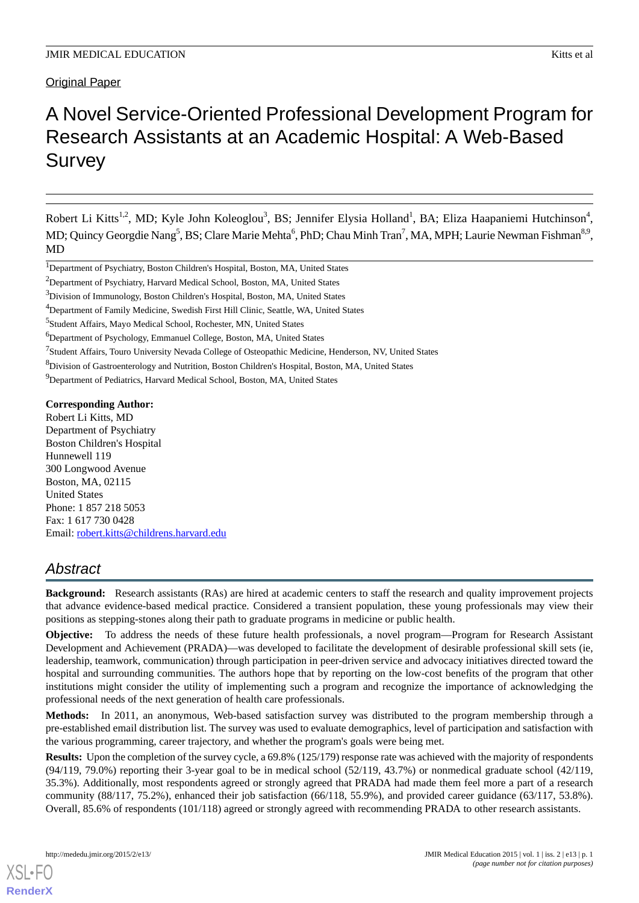Original Paper

# A Novel Service-Oriented Professional Development Program for Research Assistants at an Academic Hospital: A Web-Based Survey

Robert Li Kitts[1,2], MD; Kyle John Koleoglou[3], BS; Jennifer Elysia Holland[1], BA; Eliza Haapaniemi Hutchinson[4], MD; Quincy Georgdie Nang[5], BS; Clare Marie Mehta[6], PhD; Chau Minh Tran[7], MA, MPH; Laurie Newman Fishman[8,9], MD

[1]Department of Psychiatry, Boston Children's Hospital, Boston, MA, United States

[2]Department of Psychiatry, Harvard Medical School, Boston, MA, United States

[3]Division of Immunology, Boston Children's Hospital, Boston, MA, United States

[4]Department of Family Medicine, Swedish First Hill Clinic, Seattle, WA, United States

[5]Student Affairs, Mayo Medical School, Rochester, MN, United States

[6]Department of Psychology, Emmanuel College, Boston, MA, United States

[7]Student Affairs, Touro University Nevada College of Osteopathic Medicine, Henderson, NV, United States

[8]Division of Gastroenterology and Nutrition, Boston Children's Hospital, Boston, MA, United States

[9]Department of Pediatrics, Harvard Medical School, Boston, MA, United States

**Corresponding Author:**
Robert Li Kitts, MD
Department of Psychiatry
Boston Children's Hospital
Hunnewell 119
300 Longwood Avenue
Boston, MA, 02115
United States
Phone: 1 857 218 5053
Fax: 1 617 730 0428
Email: robert.kitts@childrens.harvard.edu

## *Abstract*

**Background:** Research assistants (RAs) are hired at academic centers to staff the research and quality improvement projects that advance evidence-based medical practice. Considered a transient population, these young professionals may view their positions as stepping-stones along their path to graduate programs in medicine or public health.

**Objective:** To address the needs of these future health professionals, a novel program—Program for Research Assistant Development and Achievement (PRADA)—was developed to facilitate the development of desirable professional skill sets (ie, leadership, teamwork, communication) through participation in peer-driven service and advocacy initiatives directed toward the hospital and surrounding communities. The authors hope that by reporting on the low-cost benefits of the program that other institutions might consider the utility of implementing such a program and recognize the importance of acknowledging the professional needs of the next generation of health care professionals.

**Methods:** In 2011, an anonymous, Web-based satisfaction survey was distributed to the program membership through a pre-established email distribution list. The survey was used to evaluate demographics, level of participation and satisfaction with the various programming, career trajectory, and whether the program's goals were being met.

**Results:** Upon the completion of the survey cycle, a 69.8% (125/179) response rate was achieved with the majority of respondents (94/119, 79.0%) reporting their 3-year goal to be in medical school (52/119, 43.7%) or nonmedical graduate school (42/119, 35.3%). Additionally, most respondents agreed or strongly agreed that PRADA had made them feel more a part of a research community (88/117, 75.2%), enhanced their job satisfaction (66/118, 55.9%), and provided career guidance (63/117, 53.8%). Overall, 85.6% of respondents (101/118) agreed or strongly agreed with recommending PRADA to other research assistants.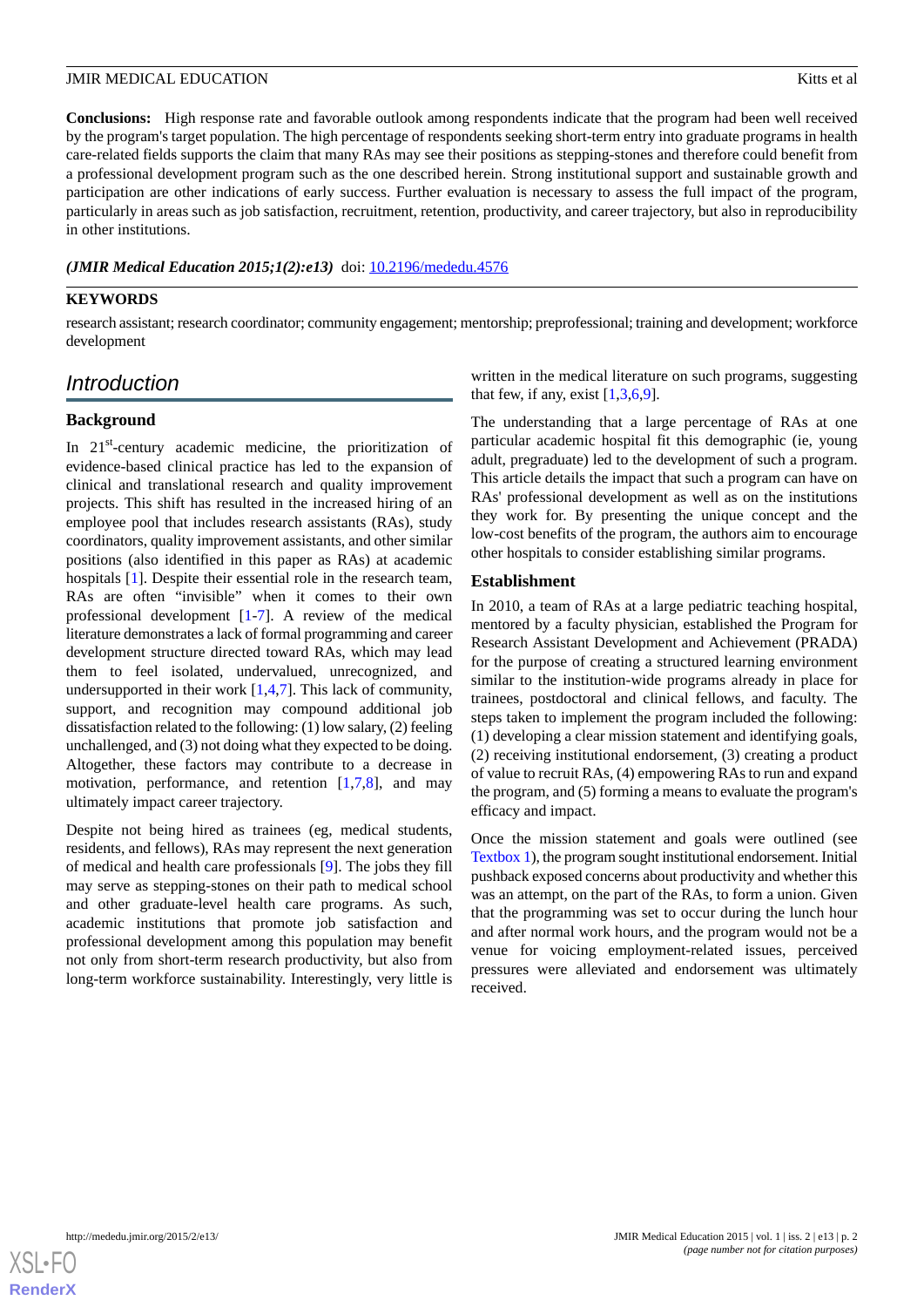**Conclusions:** High response rate and favorable outlook among respondents indicate that the program had been well received by the program's target population. The high percentage of respondents seeking short-term entry into graduate programs in health care-related fields supports the claim that many RAs may see their positions as stepping-stones and therefore could benefit from a professional development program such as the one described herein. Strong institutional support and sustainable growth and participation are other indications of early success. Further evaluation is necessary to assess the full impact of the program, particularly in areas such as job satisfaction, recruitment, retention, productivity, and career trajectory, but also in reproducibility in other institutions.

***(JMIR Medical Education 2015;1(2):e13)*** doi: 10.2196/mededu.4576

**KEYWORDS**

research assistant; research coordinator; community engagement; mentorship; preprofessional; training and development; workforce development

## Introduction

### Background

In 21st-century academic medicine, the prioritization of evidence-based clinical practice has led to the expansion of clinical and translational research and quality improvement projects. This shift has resulted in the increased hiring of an employee pool that includes research assistants (RAs), study coordinators, quality improvement assistants, and other similar positions (also identified in this paper as RAs) at academic hospitals [1]. Despite their essential role in the research team, RAs are often “invisible” when it comes to their own professional development [1-7]. A review of the medical literature demonstrates a lack of formal programming and career development structure directed toward RAs, which may lead them to feel isolated, undervalued, unrecognized, and undersupported in their work [1,4,7]. This lack of community, support, and recognition may compound additional job dissatisfaction related to the following: (1) low salary, (2) feeling unchallenged, and (3) not doing what they expected to be doing. Altogether, these factors may contribute to a decrease in motivation, performance, and retention [1,7,8], and may ultimately impact career trajectory.

Despite not being hired as trainees (eg, medical students, residents, and fellows), RAs may represent the next generation of medical and health care professionals [9]. The jobs they fill may serve as stepping-stones on their path to medical school and other graduate-level health care programs. As such, academic institutions that promote job satisfaction and professional development among this population may benefit not only from short-term research productivity, but also from long-term workforce sustainability. Interestingly, very little is written in the medical literature on such programs, suggesting that few, if any, exist [1,3,6,9].

The understanding that a large percentage of RAs at one particular academic hospital fit this demographic (ie, young adult, pregraduate) led to the development of such a program. This article details the impact that such a program can have on RAs' professional development as well as on the institutions they work for. By presenting the unique concept and the low-cost benefits of the program, the authors aim to encourage other hospitals to consider establishing similar programs.

### Establishment

In 2010, a team of RAs at a large pediatric teaching hospital, mentored by a faculty physician, established the Program for Research Assistant Development and Achievement (PRADA) for the purpose of creating a structured learning environment similar to the institution-wide programs already in place for trainees, postdoctoral and clinical fellows, and faculty. The steps taken to implement the program included the following: (1) developing a clear mission statement and identifying goals, (2) receiving institutional endorsement, (3) creating a product of value to recruit RAs, (4) empowering RAs to run and expand the program, and (5) forming a means to evaluate the program's efficacy and impact.

Once the mission statement and goals were outlined (see Textbox 1), the program sought institutional endorsement. Initial pushback exposed concerns about productivity and whether this was an attempt, on the part of the RAs, to form a union. Given that the programming was set to occur during the lunch hour and after normal work hours, and the program would not be a venue for voicing employment-related issues, perceived pressures were alleviated and endorsement was ultimately received.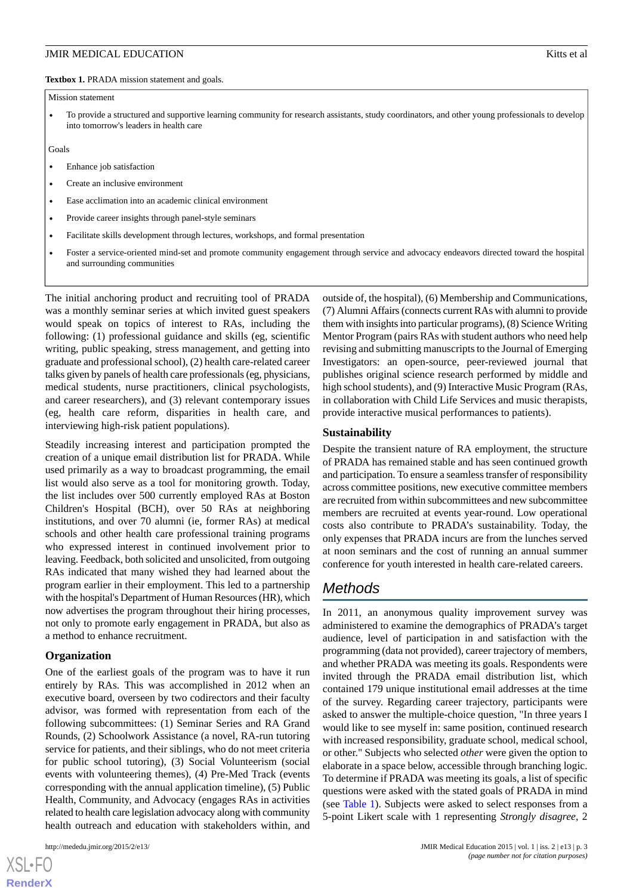**Textbox 1.** PRADA mission statement and goals.

Mission statement

- To provide a structured and supportive learning community for research assistants, study coordinators, and other young professionals to develop into tomorrow's leaders in health care

Goals

- Enhance job satisfaction
- Create an inclusive environment
- Ease acclimation into an academic clinical environment
- Provide career insights through panel-style seminars
- Facilitate skills development through lectures, workshops, and formal presentation
- Foster a service-oriented mind-set and promote community engagement through service and advocacy endeavors directed toward the hospital and surrounding communities

The initial anchoring product and recruiting tool of PRADA was a monthly seminar series at which invited guest speakers would speak on topics of interest to RAs, including the following: (1) professional guidance and skills (eg, scientific writing, public speaking, stress management, and getting into graduate and professional school), (2) health care-related career talks given by panels of health care professionals (eg, physicians, medical students, nurse practitioners, clinical psychologists, and career researchers), and (3) relevant contemporary issues (eg, health care reform, disparities in health care, and interviewing high-risk patient populations).

Steadily increasing interest and participation prompted the creation of a unique email distribution list for PRADA. While used primarily as a way to broadcast programming, the email list would also serve as a tool for monitoring growth. Today, the list includes over 500 currently employed RAs at Boston Children's Hospital (BCH), over 50 RAs at neighboring institutions, and over 70 alumni (ie, former RAs) at medical schools and other health care professional training programs who expressed interest in continued involvement prior to leaving. Feedback, both solicited and unsolicited, from outgoing RAs indicated that many wished they had learned about the program earlier in their employment. This led to a partnership with the hospital's Department of Human Resources (HR), which now advertises the program throughout their hiring processes, not only to promote early engagement in PRADA, but also as a method to enhance recruitment.

### Organization

One of the earliest goals of the program was to have it run entirely by RAs. This was accomplished in 2012 when an executive board, overseen by two codirectors and their faculty advisor, was formed with representation from each of the following subcommittees: (1) Seminar Series and RA Grand Rounds, (2) Schoolwork Assistance (a novel, RA-run tutoring service for patients, and their siblings, who do not meet criteria for public school tutoring), (3) Social Volunteerism (social events with volunteering themes), (4) Pre-Med Track (events corresponding with the annual application timeline), (5) Public Health, Community, and Advocacy (engages RAs in activities related to health care legislation advocacy along with community health outreach and education with stakeholders within, and outside of, the hospital), (6) Membership and Communications, (7) Alumni Affairs (connects current RAs with alumni to provide them with insights into particular programs), (8) Science Writing Mentor Program (pairs RAs with student authors who need help revising and submitting manuscripts to the Journal of Emerging Investigators: an open-source, peer-reviewed journal that publishes original science research performed by middle and high school students), and (9) Interactive Music Program (RAs, in collaboration with Child Life Services and music therapists, provide interactive musical performances to patients).

### Sustainability

Despite the transient nature of RA employment, the structure of PRADA has remained stable and has seen continued growth and participation. To ensure a seamless transfer of responsibility across committee positions, new executive committee members are recruited from within subcommittees and new subcommittee members are recruited at events year-round. Low operational costs also contribute to PRADA's sustainability. Today, the only expenses that PRADA incurs are from the lunches served at noon seminars and the cost of running an annual summer conference for youth interested in health care-related careers.

## Methods

In 2011, an anonymous quality improvement survey was administered to examine the demographics of PRADA's target audience, level of participation in and satisfaction with the programming (data not provided), career trajectory of members, and whether PRADA was meeting its goals. Respondents were invited through the PRADA email distribution list, which contained 179 unique institutional email addresses at the time of the survey. Regarding career trajectory, participants were asked to answer the multiple-choice question, "In three years I would like to see myself in: same position, continued research with increased responsibility, graduate school, medical school, or other." Subjects who selected *other* were given the option to elaborate in a space below, accessible through branching logic. To determine if PRADA was meeting its goals, a list of specific questions were asked with the stated goals of PRADA in mind (see Table 1). Subjects were asked to select responses from a 5-point Likert scale with 1 representing *Strongly disagree*, 2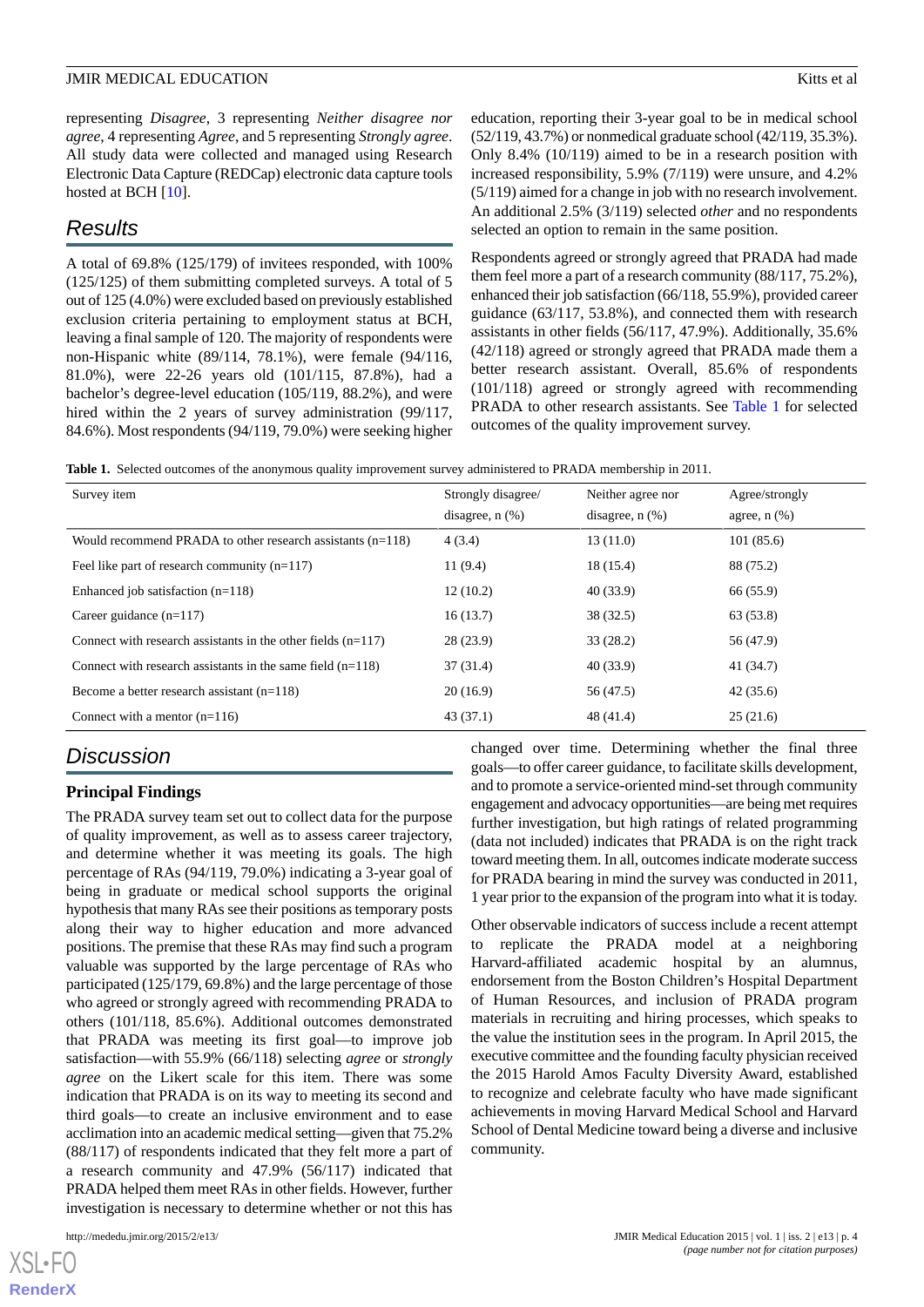representing *Disagree*, 3 representing *Neither disagree nor agree*, 4 representing *Agree*, and 5 representing *Strongly agree*. All study data were collected and managed using Research Electronic Data Capture (REDCap) electronic data capture tools hosted at BCH [10].

## Results

A total of 69.8% (125/179) of invitees responded, with 100% (125/125) of them submitting completed surveys. A total of 5 out of 125 (4.0%) were excluded based on previously established exclusion criteria pertaining to employment status at BCH, leaving a final sample of 120. The majority of respondents were non-Hispanic white (89/114, 78.1%), were female (94/116, 81.0%), were 22-26 years old (101/115, 87.8%), had a bachelor's degree-level education (105/119, 88.2%), and were hired within the 2 years of survey administration (99/117, 84.6%). Most respondents (94/119, 79.0%) were seeking higher education, reporting their 3-year goal to be in medical school (52/119, 43.7%) or nonmedical graduate school (42/119, 35.3%). Only 8.4% (10/119) aimed to be in a research position with increased responsibility, 5.9% (7/119) were unsure, and 4.2% (5/119) aimed for a change in job with no research involvement. An additional 2.5% (3/119) selected *other* and no respondents selected an option to remain in the same position.

Respondents agreed or strongly agreed that PRADA had made them feel more a part of a research community (88/117, 75.2%), enhanced their job satisfaction (66/118, 55.9%), provided career guidance (63/117, 53.8%), and connected them with research assistants in other fields (56/117, 47.9%). Additionally, 35.6% (42/118) agreed or strongly agreed that PRADA made them a better research assistant. Overall, 85.6% of respondents (101/118) agreed or strongly agreed with recommending PRADA to other research assistants. See Table 1 for selected outcomes of the quality improvement survey.

**Table 1.** Selected outcomes of the anonymous quality improvement survey administered to PRADA membership in 2011.

| Survey item | Strongly disagree/ disagree, n (%) | Neither agree nor disagree, n (%) | Agree/strongly agree, n (%) |
|---|---|---|---|
| Would recommend PRADA to other research assistants (n=118) | 4 (3.4) | 13 (11.0) | 101 (85.6) |
| Feel like part of research community (n=117) | 11 (9.4) | 18 (15.4) | 88 (75.2) |
| Enhanced job satisfaction (n=118) | 12 (10.2) | 40 (33.9) | 66 (55.9) |
| Career guidance (n=117) | 16 (13.7) | 38 (32.5) | 63 (53.8) |
| Connect with research assistants in the other fields (n=117) | 28 (23.9) | 33 (28.2) | 56 (47.9) |
| Connect with research assistants in the same field (n=118) | 37 (31.4) | 40 (33.9) | 41 (34.7) |
| Become a better research assistant (n=118) | 20 (16.9) | 56 (47.5) | 42 (35.6) |
| Connect with a mentor (n=116) | 43 (37.1) | 48 (41.4) | 25 (21.6) |

## Discussion

### Principal Findings

The PRADA survey team set out to collect data for the purpose of quality improvement, as well as to assess career trajectory, and determine whether it was meeting its goals. The high percentage of RAs (94/119, 79.0%) indicating a 3-year goal of being in graduate or medical school supports the original hypothesis that many RAs see their positions as temporary posts along their way to higher education and more advanced positions. The premise that these RAs may find such a program valuable was supported by the large percentage of RAs who participated (125/179, 69.8%) and the large percentage of those who agreed or strongly agreed with recommending PRADA to others (101/118, 85.6%). Additional outcomes demonstrated that PRADA was meeting its first goal—to improve job satisfaction—with 55.9% (66/118) selecting *agree* or *strongly agree* on the Likert scale for this item. There was some indication that PRADA is on its way to meeting its second and third goals—to create an inclusive environment and to ease acclimation into an academic medical setting—given that 75.2% (88/117) of respondents indicated that they felt more a part of a research community and 47.9% (56/117) indicated that PRADA helped them meet RAs in other fields. However, further investigation is necessary to determine whether or not this has changed over time. Determining whether the final three goals—to offer career guidance, to facilitate skills development, and to promote a service-oriented mind-set through community engagement and advocacy opportunities—are being met requires further investigation, but high ratings of related programming (data not included) indicates that PRADA is on the right track toward meeting them. In all, outcomes indicate moderate success for PRADA bearing in mind the survey was conducted in 2011, 1 year prior to the expansion of the program into what it is today.

Other observable indicators of success include a recent attempt to replicate the PRADA model at a neighboring Harvard-affiliated academic hospital by an alumnus, endorsement from the Boston Children's Hospital Department of Human Resources, and inclusion of PRADA program materials in recruiting and hiring processes, which speaks to the value the institution sees in the program. In April 2015, the executive committee and the founding faculty physician received the 2015 Harold Amos Faculty Diversity Award, established to recognize and celebrate faculty who have made significant achievements in moving Harvard Medical School and Harvard School of Dental Medicine toward being a diverse and inclusive community.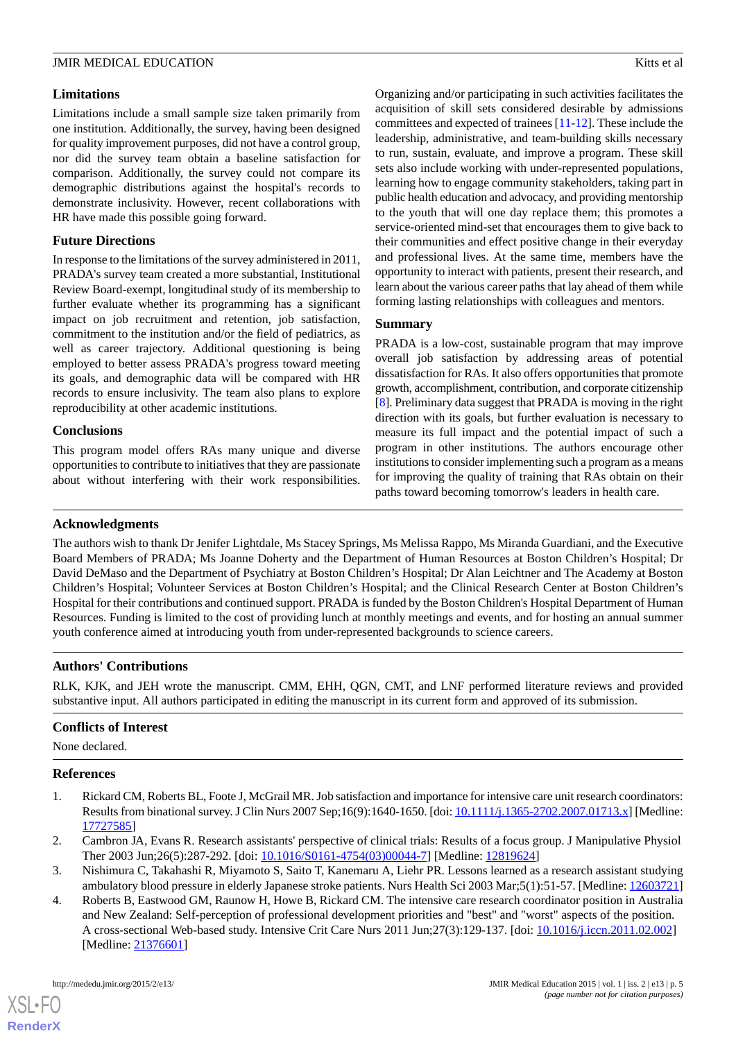### Limitations

Limitations include a small sample size taken primarily from one institution. Additionally, the survey, having been designed for quality improvement purposes, did not have a control group, nor did the survey team obtain a baseline satisfaction for comparison. Additionally, the survey could not compare its demographic distributions against the hospital's records to demonstrate inclusivity. However, recent collaborations with HR have made this possible going forward.

### Future Directions

In response to the limitations of the survey administered in 2011, PRADA's survey team created a more substantial, Institutional Review Board-exempt, longitudinal study of its membership to further evaluate whether its programming has a significant impact on job recruitment and retention, job satisfaction, commitment to the institution and/or the field of pediatrics, as well as career trajectory. Additional questioning is being employed to better assess PRADA's progress toward meeting its goals, and demographic data will be compared with HR records to ensure inclusivity. The team also plans to explore reproducibility at other academic institutions.

### Conclusions

This program model offers RAs many unique and diverse opportunities to contribute to initiatives that they are passionate about without interfering with their work responsibilities. Organizing and/or participating in such activities facilitates the acquisition of skill sets considered desirable by admissions committees and expected of trainees [11-12]. These include the leadership, administrative, and team-building skills necessary to run, sustain, evaluate, and improve a program. These skill sets also include working with under-represented populations, learning how to engage community stakeholders, taking part in public health education and advocacy, and providing mentorship to the youth that will one day replace them; this promotes a service-oriented mind-set that encourages them to give back to their communities and effect positive change in their everyday and professional lives. At the same time, members have the opportunity to interact with patients, present their research, and learn about the various career paths that lay ahead of them while forming lasting relationships with colleagues and mentors.

### Summary

PRADA is a low-cost, sustainable program that may improve overall job satisfaction by addressing areas of potential dissatisfaction for RAs. It also offers opportunities that promote growth, accomplishment, contribution, and corporate citizenship [8]. Preliminary data suggest that PRADA is moving in the right direction with its goals, but further evaluation is necessary to measure its full impact and the potential impact of such a program in other institutions. The authors encourage other institutions to consider implementing such a program as a means for improving the quality of training that RAs obtain on their paths toward becoming tomorrow's leaders in health care.

## Acknowledgments

The authors wish to thank Dr Jenifer Lightdale, Ms Stacey Springs, Ms Melissa Rappo, Ms Miranda Guardiani, and the Executive Board Members of PRADA; Ms Joanne Doherty and the Department of Human Resources at Boston Children's Hospital; Dr David DeMaso and the Department of Psychiatry at Boston Children's Hospital; Dr Alan Leichtner and The Academy at Boston Children's Hospital; Volunteer Services at Boston Children's Hospital; and the Clinical Research Center at Boston Children's Hospital for their contributions and continued support. PRADA is funded by the Boston Children's Hospital Department of Human Resources. Funding is limited to the cost of providing lunch at monthly meetings and events, and for hosting an annual summer youth conference aimed at introducing youth from under-represented backgrounds to science careers.

## Authors' Contributions

RLK, KJK, and JEH wrote the manuscript. CMM, EHH, QGN, CMT, and LNF performed literature reviews and provided substantive input. All authors participated in editing the manuscript in its current form and approved of its submission.

## Conflicts of Interest

None declared.

## References

1. Rickard CM, Roberts BL, Foote J, McGrail MR. Job satisfaction and importance for intensive care unit research coordinators: Results from binational survey. J Clin Nurs 2007 Sep;16(9):1640-1650. [doi: 10.1111/j.1365-2702.2007.01713.x] [Medline: 17727585]
2. Cambron JA, Evans R. Research assistants' perspective of clinical trials: Results of a focus group. J Manipulative Physiol Ther 2003 Jun;26(5):287-292. [doi: 10.1016/S0161-4754(03)00044-7] [Medline: 12819624]
3. Nishimura C, Takahashi R, Miyamoto S, Saito T, Kanemaru A, Liehr PR. Lessons learned as a research assistant studying ambulatory blood pressure in elderly Japanese stroke patients. Nurs Health Sci 2003 Mar;5(1):51-57. [Medline: 12603721]
4. Roberts B, Eastwood GM, Raunow H, Howe B, Rickard CM. The intensive care research coordinator position in Australia and New Zealand: Self-perception of professional development priorities and "best" and "worst" aspects of the position. A cross-sectional Web-based study. Intensive Crit Care Nurs 2011 Jun;27(3):129-137. [doi: 10.1016/j.iccn.2011.02.002] [Medline: 21376601]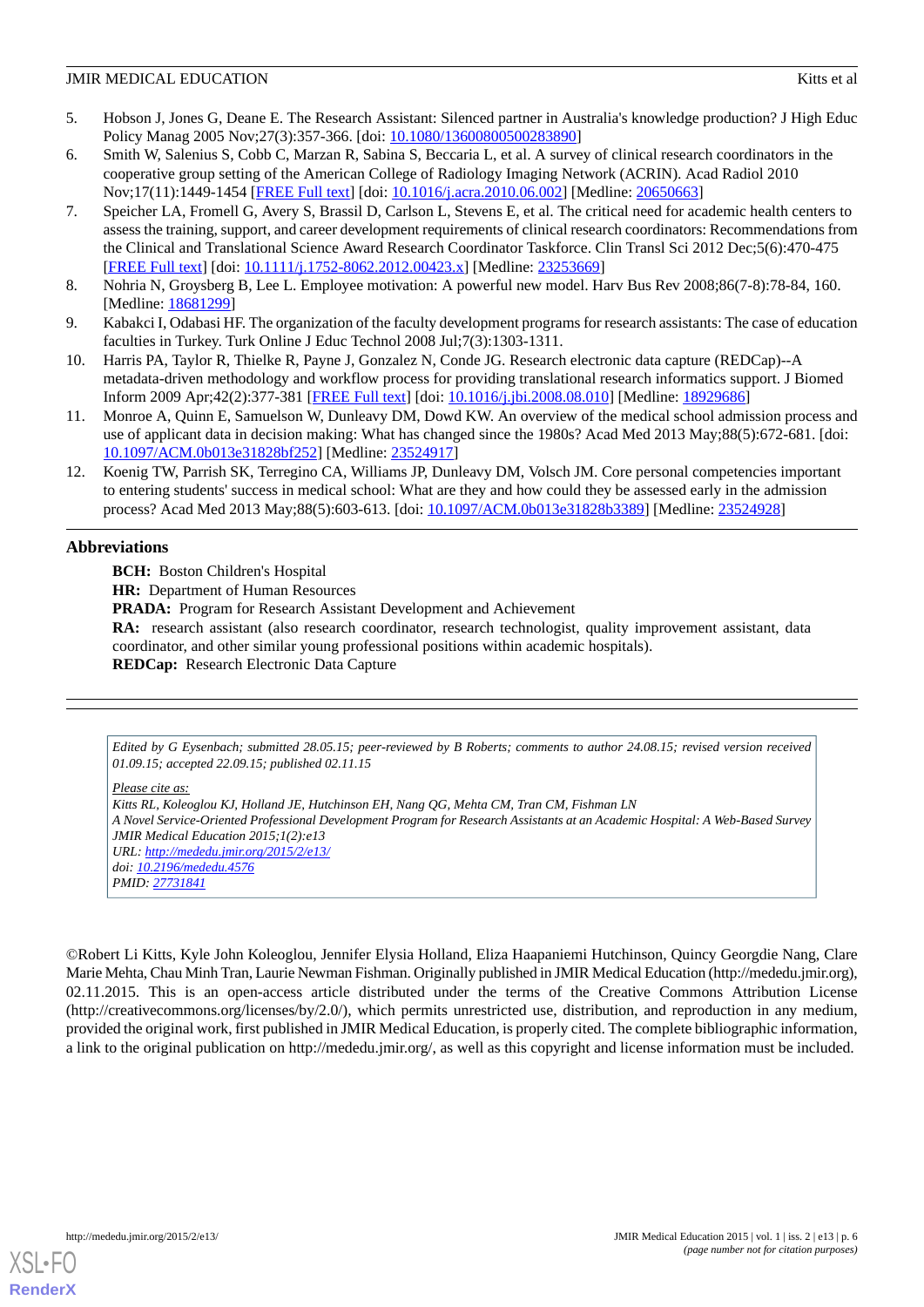5. Hobson J, Jones G, Deane E. The Research Assistant: Silenced partner in Australia's knowledge production? J High Educ Policy Manag 2005 Nov;27(3):357-366. [doi: 10.1080/13600800500283890]
6. Smith W, Salenius S, Cobb C, Marzan R, Sabina S, Beccaria L, et al. A survey of clinical research coordinators in the cooperative group setting of the American College of Radiology Imaging Network (ACRIN). Acad Radiol 2010 Nov;17(11):1449-1454 [FREE Full text] [doi: 10.1016/j.acra.2010.06.002] [Medline: 20650663]
7. Speicher LA, Fromell G, Avery S, Brassil D, Carlson L, Stevens E, et al. The critical need for academic health centers to assess the training, support, and career development requirements of clinical research coordinators: Recommendations from the Clinical and Translational Science Award Research Coordinator Taskforce. Clin Transl Sci 2012 Dec;5(6):470-475 [FREE Full text] [doi: 10.1111/j.1752-8062.2012.00423.x] [Medline: 23253669]
8. Nohria N, Groysberg B, Lee L. Employee motivation: A powerful new model. Harv Bus Rev 2008;86(7-8):78-84, 160. [Medline: 18681299]
9. Kabakci I, Odabasi HF. The organization of the faculty development programs for research assistants: The case of education faculties in Turkey. Turk Online J Educ Technol 2008 Jul;7(3):1303-1311.
10. Harris PA, Taylor R, Thielke R, Payne J, Gonzalez N, Conde JG. Research electronic data capture (REDCap)--A metadata-driven methodology and workflow process for providing translational research informatics support. J Biomed Inform 2009 Apr;42(2):377-381 [FREE Full text] [doi: 10.1016/j.jbi.2008.08.010] [Medline: 18929686]
11. Monroe A, Quinn E, Samuelson W, Dunleavy DM, Dowd KW. An overview of the medical school admission process and use of applicant data in decision making: What has changed since the 1980s? Acad Med 2013 May;88(5):672-681. [doi: 10.1097/ACM.0b013e31828bf252] [Medline: 23524917]
12. Koenig TW, Parrish SK, Terregino CA, Williams JP, Dunleavy DM, Volsch JM. Core personal competencies important to entering students' success in medical school: What are they and how could they be assessed early in the admission process? Acad Med 2013 May;88(5):603-613. [doi: 10.1097/ACM.0b013e31828b3389] [Medline: 23524928]

## Abbreviations

**BCH:** Boston Children's Hospital
**HR:** Department of Human Resources
**PRADA:** Program for Research Assistant Development and Achievement
**RA:** research assistant (also research coordinator, research technologist, quality improvement assistant, data coordinator, and other similar young professional positions within academic hospitals).
**REDCap:** Research Electronic Data Capture

*Edited by G Eysenbach; submitted 28.05.15; peer-reviewed by B Roberts; comments to author 24.08.15; revised version received 01.09.15; accepted 22.09.15; published 02.11.15*

*Please cite as:*
*Kitts RL, Koleoglou KJ, Holland JE, Hutchinson EH, Nang QG, Mehta CM, Tran CM, Fishman LN*
*A Novel Service-Oriented Professional Development Program for Research Assistants at an Academic Hospital: A Web-Based Survey*
*JMIR Medical Education 2015;1(2):e13*
*URL: http://mededu.jmir.org/2015/2/e13/*
*doi: 10.2196/mededu.4576*
*PMID: 27731841*

©Robert Li Kitts, Kyle John Koleoglou, Jennifer Elysia Holland, Eliza Haapaniemi Hutchinson, Quincy Georgdie Nang, Clare Marie Mehta, Chau Minh Tran, Laurie Newman Fishman. Originally published in JMIR Medical Education (http://mededu.jmir.org), 02.11.2015. This is an open-access article distributed under the terms of the Creative Commons Attribution License (http://creativecommons.org/licenses/by/2.0/), which permits unrestricted use, distribution, and reproduction in any medium, provided the original work, first published in JMIR Medical Education, is properly cited. The complete bibliographic information, a link to the original publication on http://mededu.jmir.org/, as well as this copyright and license information must be included.